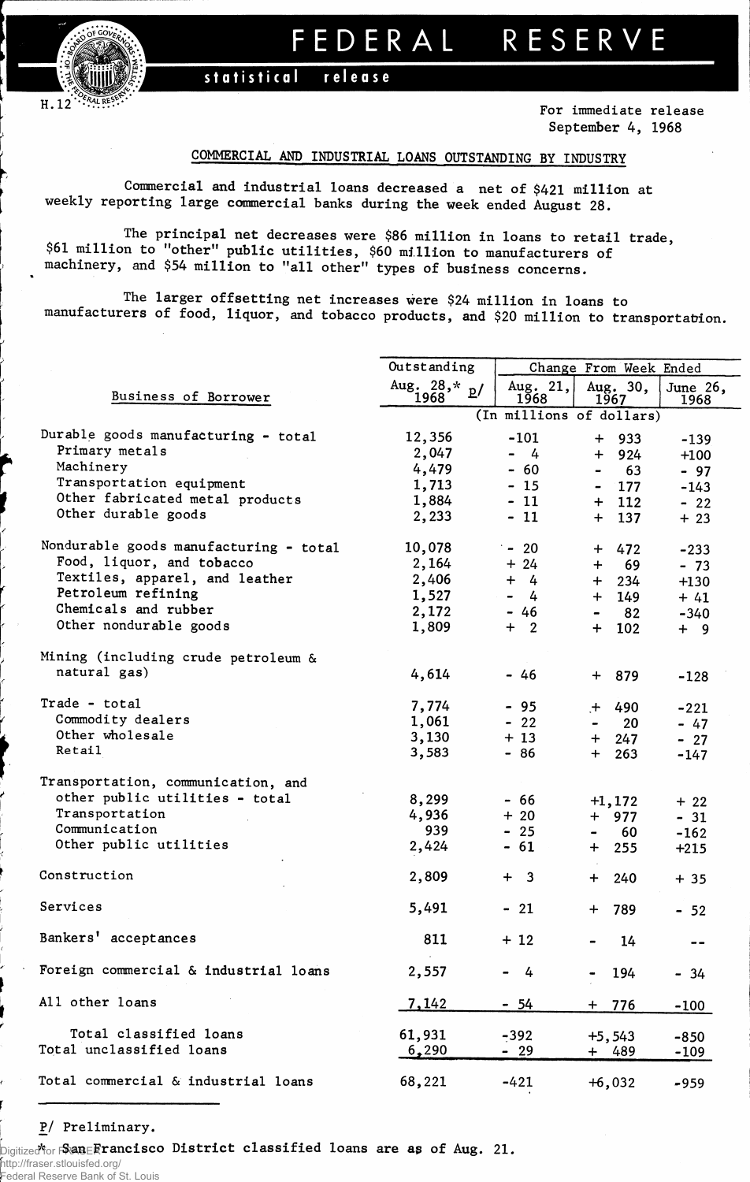# FEDERAL RESERVE

**statistical release**

H.12

For immediate release
September 4, 1968

## COMMERCIAL AND INDUSTRIAL LOANS OUTSTANDING BY INDUSTRY

Commercial and industrial loans decreased a net of $421 million at weekly reporting large commercial banks during the week ended August 28.

The principal net decreases were $86 million in loans to retail trade, $61 million to "other" public utilities, $60 million to manufacturers of machinery, and $54 million to "all other" types of business concerns.

The larger offsetting net increases were $24 million in loans to manufacturers of food, liquor, and tobacco products, and $20 million to transportation.

| Business of Borrower | Outstanding | Change From Week Ended | | |
|---|---|---|---|---|
| | Aug. 28,* 1968 p/ | Aug. 21, 1968 | Aug. 30, 1967 | June 26, 1968 |
| | (In millions of dollars) | | | |
| Durable goods manufacturing - total | 12,356 | -101 | + 933 | -139 |
| Primary metals | 2,047 | - 4 | + 924 | +100 |
| Machinery | 4,479 | - 60 | - 63 | - 97 |
| Transportation equipment | 1,713 | - 15 | - 177 | -143 |
| Other fabricated metal products | 1,884 | - 11 | + 112 | - 22 |
| Other durable goods | 2,233 | - 11 | + 137 | + 23 |
| Nondurable goods manufacturing - total | 10,078 | - 20 | + 472 | -233 |
| Food, liquor, and tobacco | 2,164 | + 24 | + 69 | - 73 |
| Textiles, apparel, and leather | 2,406 | + 4 | + 234 | +130 |
| Petroleum refining | 1,527 | - 4 | + 149 | + 41 |
| Chemicals and rubber | 2,172 | - 46 | - 82 | -340 |
| Other nondurable goods | 1,809 | + 2 | + 102 | + 9 |
| Mining (including crude petroleum & natural gas) | 4,614 | - 46 | + 879 | -128 |
| Trade - total | 7,774 | - 95 | + 490 | -221 |
| Commodity dealers | 1,061 | - 22 | - 20 | - 47 |
| Other wholesale | 3,130 | + 13 | + 247 | - 27 |
| Retail | 3,583 | - 86 | + 263 | -147 |
| Transportation, communication, and other public utilities - total | 8,299 | - 66 | +1,172 | + 22 |
| Transportation | 4,936 | + 20 | + 977 | - 31 |
| Communication | 939 | - 25 | - 60 | -162 |
| Other public utilities | 2,424 | - 61 | + 255 | +215 |
| Construction | 2,809 | + 3 | + 240 | + 35 |
| Services | 5,491 | - 21 | + 789 | - 52 |
| Bankers' acceptances | 811 | + 12 | - 14 | -- |
| Foreign commercial & industrial loans | 2,557 | - 4 | - 194 | - 34 |
| All other loans | 7,142 | - 54 | + 776 | -100 |
| Total classified loans | 61,931 | -392 | +5,543 | -850 |
| Total unclassified loans | 6,290 | - 29 | + 489 | -109 |
| Total commercial & industrial loans | 68,221 | -421 | +6,032 | -959 |

P/ Preliminary.

\* San Francisco District classified loans are as of Aug. 21.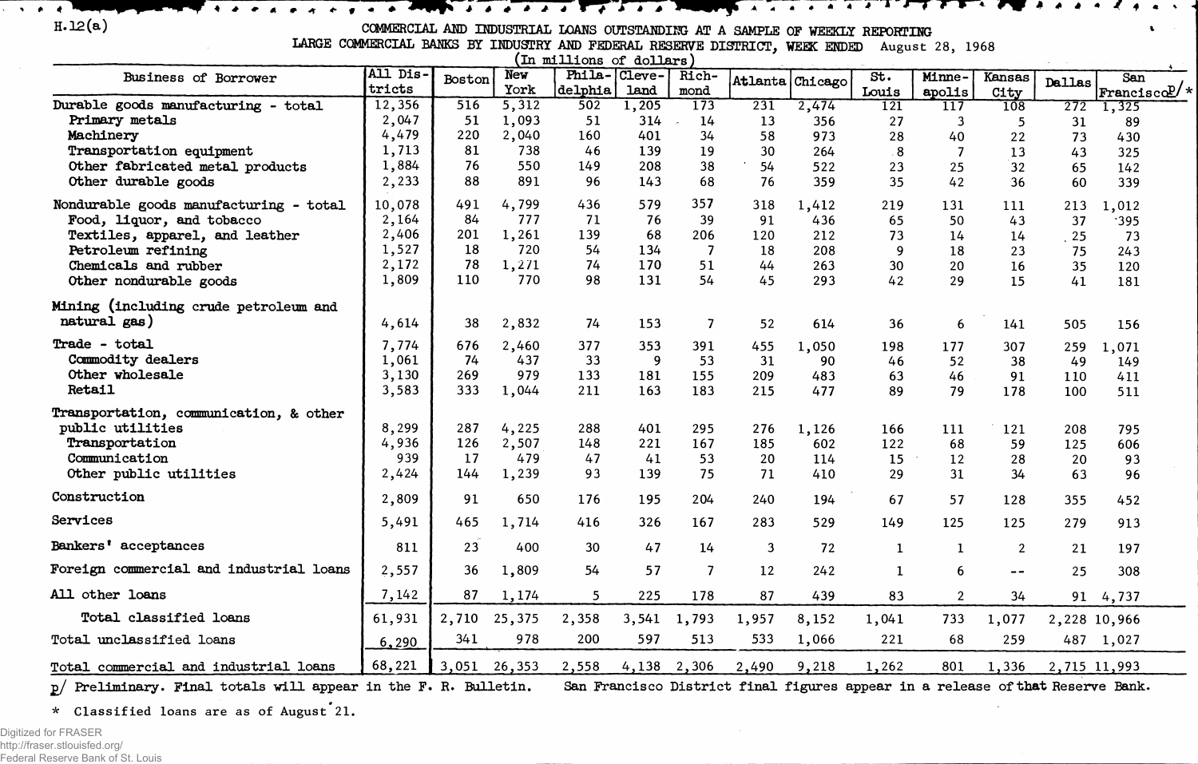H.12(a)

# COMMERCIAL AND INDUSTRIAL LOANS OUTSTANDING AT A SAMPLE OF WEEKLY REPORTING LARGE COMMERCIAL BANKS BY INDUSTRY AND FEDERAL RESERVE DISTRICT, WEEK ENDED August 28, 1968

(In millions of dollars)

| Business of Borrower | All Districts | Boston | New York | Philadelphia | Cleveland | Richmond | Atlanta | Chicago | St. Louis | Minneapolis | Kansas City | Dallas | San Francisco p/ * |
|---|---|---|---|---|---|---|---|---|---|---|---|---|---|
| Durable goods manufacturing - total | 12,356 | 516 | 5,312 | 502 | 1,205 | 173 | 231 | 2,474 | 121 | 117 | 108 | 272 | 1,325 |
| Primary metals | 2,047 | 51 | 1,093 | 51 | 314 | 14 | 13 | 356 | 27 | 3 | 5 | 31 | 89 |
| Machinery | 4,479 | 220 | 2,040 | 160 | 401 | 34 | 58 | 973 | 28 | 40 | 22 | 73 | 430 |
| Transportation equipment | 1,713 | 81 | 738 | 46 | 139 | 19 | 30 | 264 | 8 | 7 | 13 | 43 | 325 |
| Other fabricated metal products | 1,884 | 76 | 550 | 149 | 208 | 38 | 54 | 522 | 23 | 25 | 32 | 65 | 142 |
| Other durable goods | 2,233 | 88 | 891 | 96 | 143 | 68 | 76 | 359 | 35 | 42 | 36 | 60 | 339 |
| Nondurable goods manufacturing - total | 10,078 | 491 | 4,799 | 436 | 579 | 357 | 318 | 1,412 | 219 | 131 | 111 | 213 | 1,012 |
| Food, liquor, and tobacco | 2,164 | 84 | 777 | 71 | 76 | 39 | 91 | 436 | 65 | 50 | 43 | 37 | 395 |
| Textiles, apparel, and leather | 2,406 | 201 | 1,261 | 139 | 68 | 206 | 120 | 212 | 73 | 14 | 14 | 25 | 73 |
| Petroleum refining | 1,527 | 18 | 720 | 54 | 134 | 7 | 18 | 208 | 9 | 18 | 23 | 75 | 243 |
| Chemicals and rubber | 2,172 | 78 | 1,271 | 74 | 170 | 51 | 44 | 263 | 30 | 20 | 16 | 35 | 120 |
| Other nondurable goods | 1,809 | 110 | 770 | 98 | 131 | 54 | 45 | 293 | 42 | 29 | 15 | 41 | 181 |
| Mining (including crude petroleum and natural gas) | 4,614 | 38 | 2,832 | 74 | 153 | 7 | 52 | 614 | 36 | 6 | 141 | 505 | 156 |
| Trade - total | 7,774 | 676 | 2,460 | 377 | 353 | 391 | 455 | 1,050 | 198 | 177 | 307 | 259 | 1,071 |
| Commodity dealers | 1,061 | 74 | 437 | 33 | 9 | 53 | 31 | 90 | 46 | 52 | 38 | 49 | 149 |
| Other wholesale | 3,130 | 269 | 979 | 133 | 181 | 155 | 209 | 483 | 63 | 46 | 91 | 110 | 411 |
| Retail | 3,583 | 333 | 1,044 | 211 | 163 | 183 | 215 | 477 | 89 | 79 | 178 | 100 | 511 |
| Transportation, communication, & other public utilities | 8,299 | 287 | 4,225 | 288 | 401 | 295 | 276 | 1,126 | 166 | 111 | 121 | 208 | 795 |
| Transportation | 4,936 | 126 | 2,507 | 148 | 221 | 167 | 185 | 602 | 122 | 68 | 59 | 125 | 606 |
| Communication | 939 | 17 | 479 | 47 | 41 | 53 | 20 | 114 | 15 | 12 | 28 | 20 | 93 |
| Other public utilities | 2,424 | 144 | 1,239 | 93 | 139 | 75 | 71 | 410 | 29 | 31 | 34 | 63 | 96 |
| Construction | 2,809 | 91 | 650 | 176 | 195 | 204 | 240 | 194 | 67 | 57 | 128 | 355 | 452 |
| Services | 5,491 | 465 | 1,714 | 416 | 326 | 167 | 283 | 529 | 149 | 125 | 125 | 279 | 913 |
| Bankers' acceptances | 811 | 23 | 400 | 30 | 47 | 14 | 3 | 72 | 1 | 1 | 2 | 21 | 197 |
| Foreign commercial and industrial loans | 2,557 | 36 | 1,809 | 54 | 57 | 7 | 12 | 242 | 1 | 6 | -- | 25 | 308 |
| All other loans | 7,142 | 87 | 1,174 | 5 | 225 | 178 | 87 | 439 | 83 | 2 | 34 | 91 | 4,737 |
| Total classified loans | 61,931 | 2,710 | 25,375 | 2,358 | 3,541 | 1,793 | 1,957 | 8,152 | 1,041 | 733 | 1,077 | 2,228 | 10,966 |
| Total unclassified loans | 6,290 | 341 | 978 | 200 | 597 | 513 | 533 | 1,066 | 221 | 68 | 259 | 487 | 1,027 |
| Total commercial and industrial loans | 68,221 | 3,051 | 26,353 | 2,558 | 4,138 | 2,306 | 2,490 | 9,218 | 1,262 | 801 | 1,336 | 2,715 | 11,993 |

p/ Preliminary. Final totals will appear in the F. R. Bulletin. San Francisco District final figures appear in a release of that Reserve Bank.

\* Classified loans are as of August 21.

Digitized for FRASER
http://fraser.stlouisfed.org/
Federal Reserve Bank of St. Louis